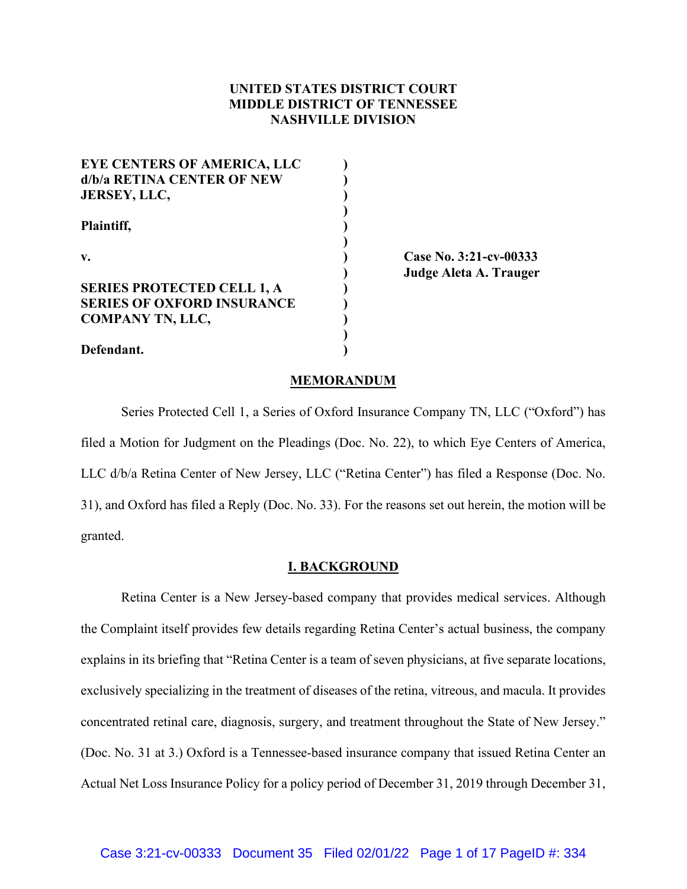**UNITED STATES DISTRICT COURT**
**MIDDLE DISTRICT OF TENNESSEE**
**NASHVILLE DIVISION**

**EYE CENTERS OF AMERICA, LLC d/b/a RETINA CENTER OF NEW JERSEY, LLC,**

**Plaintiff,**

**v.**

**SERIES PROTECTED CELL 1, A SERIES OF OXFORD INSURANCE COMPANY TN, LLC,**

**Defendant.**

**Case No. 3:21-cv-00333**
**Judge Aleta A. Trauger**

## MEMORANDUM

Series Protected Cell 1, a Series of Oxford Insurance Company TN, LLC ("Oxford") has filed a Motion for Judgment on the Pleadings (Doc. No. 22), to which Eye Centers of America, LLC d/b/a Retina Center of New Jersey, LLC ("Retina Center") has filed a Response (Doc. No. 31), and Oxford has filed a Reply (Doc. No. 33). For the reasons set out herein, the motion will be granted.

## I. BACKGROUND

Retina Center is a New Jersey-based company that provides medical services. Although the Complaint itself provides few details regarding Retina Center's actual business, the company explains in its briefing that "Retina Center is a team of seven physicians, at five separate locations, exclusively specializing in the treatment of diseases of the retina, vitreous, and macula. It provides concentrated retinal care, diagnosis, surgery, and treatment throughout the State of New Jersey." (Doc. No. 31 at 3.) Oxford is a Tennessee-based insurance company that issued Retina Center an Actual Net Loss Insurance Policy for a policy period of December 31, 2019 through December 31,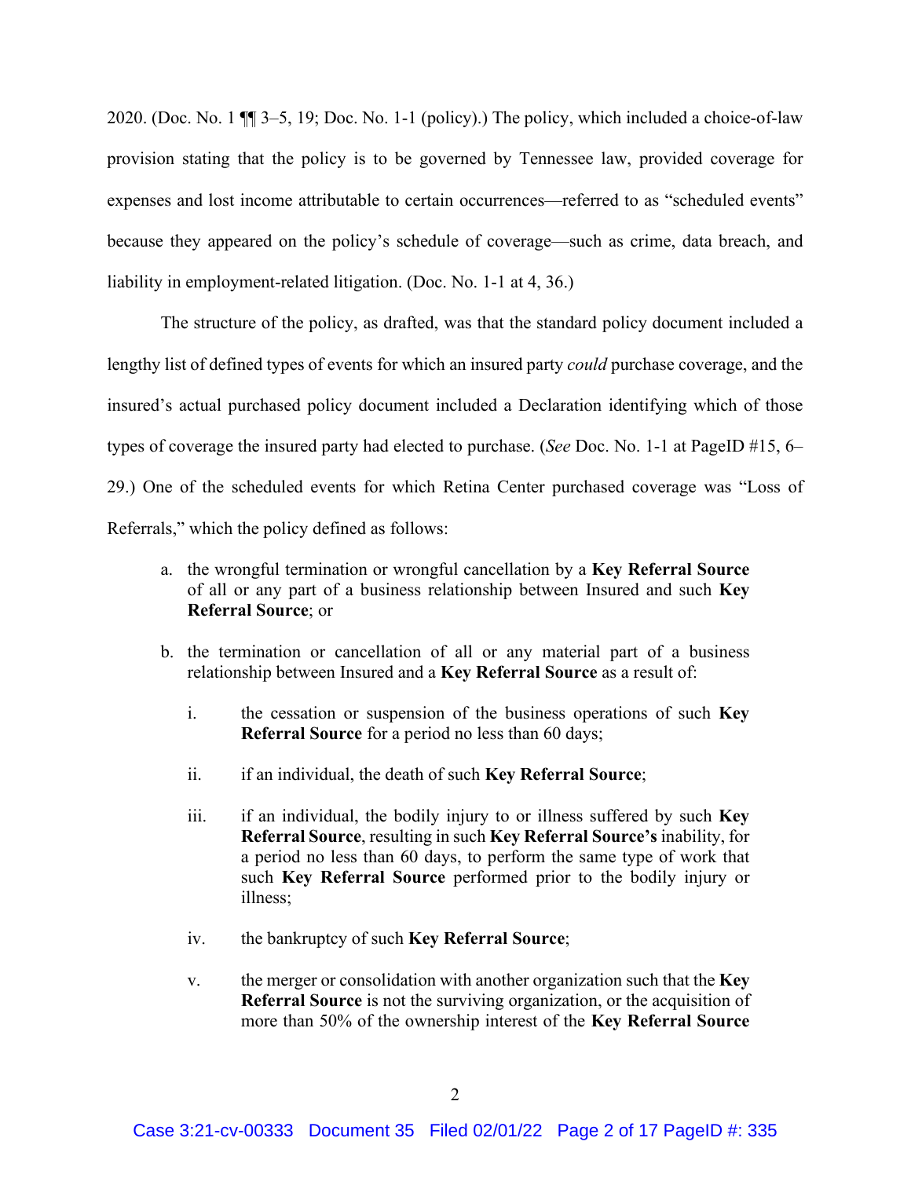2020. (Doc. No. 1 ¶¶ 3–5, 19; Doc. No. 1-1 (policy).) The policy, which included a choice-of-law provision stating that the policy is to be governed by Tennessee law, provided coverage for expenses and lost income attributable to certain occurrences—referred to as "scheduled events" because they appeared on the policy's schedule of coverage—such as crime, data breach, and liability in employment-related litigation. (Doc. No. 1-1 at 4, 36.)

The structure of the policy, as drafted, was that the standard policy document included a lengthy list of defined types of events for which an insured party *could* purchase coverage, and the insured's actual purchased policy document included a Declaration identifying which of those types of coverage the insured party had elected to purchase. (*See* Doc. No. 1-1 at PageID #15, 6–29.) One of the scheduled events for which Retina Center purchased coverage was "Loss of Referrals," which the policy defined as follows:

> a. the wrongful termination or wrongful cancellation by a **Key Referral Source** of all or any part of a business relationship between Insured and such **Key Referral Source**; or
>
> b. the termination or cancellation of all or any material part of a business relationship between Insured and a **Key Referral Source** as a result of:
>
> i. the cessation or suspension of the business operations of such **Key Referral Source** for a period no less than 60 days;
>
> ii. if an individual, the death of such **Key Referral Source**;
>
> iii. if an individual, the bodily injury to or illness suffered by such **Key Referral Source**, resulting in such **Key Referral Source's** inability, for a period no less than 60 days, to perform the same type of work that such **Key Referral Source** performed prior to the bodily injury or illness;
>
> iv. the bankruptcy of such **Key Referral Source**;
>
> v. the merger or consolidation with another organization such that the **Key Referral Source** is not the surviving organization, or the acquisition of more than 50% of the ownership interest of the **Key Referral Source**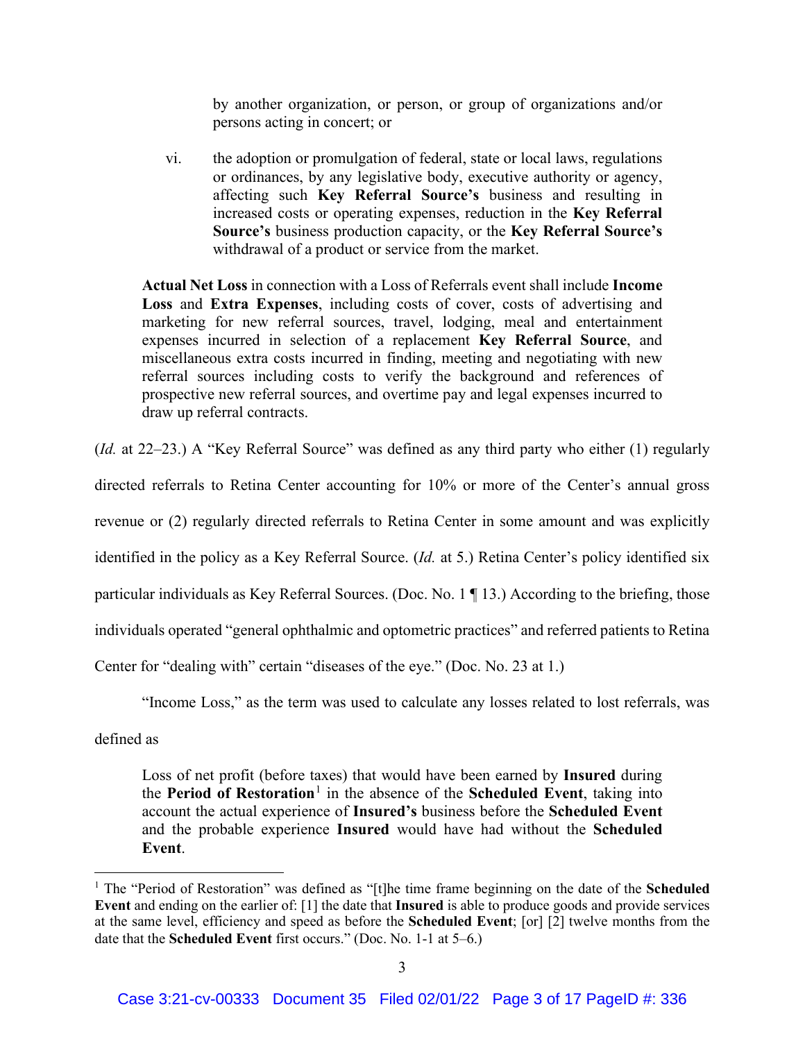> by another organization, or person, or group of organizations and/or persons acting in concert; or
>
> vi. the adoption or promulgation of federal, state or local laws, regulations or ordinances, by any legislative body, executive authority or agency, affecting such **Key Referral Source's** business and resulting in increased costs or operating expenses, reduction in the **Key Referral Source's** business production capacity, or the **Key Referral Source's** withdrawal of a product or service from the market.
>
> **Actual Net Loss** in connection with a Loss of Referrals event shall include **Income Loss** and **Extra Expenses**, including costs of cover, costs of advertising and marketing for new referral sources, travel, lodging, meal and entertainment expenses incurred in selection of a replacement **Key Referral Source**, and miscellaneous extra costs incurred in finding, meeting and negotiating with new referral sources including costs to verify the background and references of prospective new referral sources, and overtime pay and legal expenses incurred to draw up referral contracts.

(*Id.* at 22–23.) A "Key Referral Source" was defined as any third party who either (1) regularly directed referrals to Retina Center accounting for 10% or more of the Center's annual gross revenue or (2) regularly directed referrals to Retina Center in some amount and was explicitly identified in the policy as a Key Referral Source. (*Id.* at 5.) Retina Center's policy identified six particular individuals as Key Referral Sources. (Doc. No. 1 ¶ 13.) According to the briefing, those individuals operated "general ophthalmic and optometric practices" and referred patients to Retina Center for "dealing with" certain "diseases of the eye." (Doc. No. 23 at 1.)

"Income Loss," as the term was used to calculate any losses related to lost referrals, was defined as

> Loss of net profit (before taxes) that would have been earned by **Insured** during the **Period of Restoration**[1] in the absence of the **Scheduled Event**, taking into account the actual experience of **Insured's** business before the **Scheduled Event** and the probable experience **Insured** would have had without the **Scheduled Event**.

---

[1] The "Period of Restoration" was defined as "[t]he time frame beginning on the date of the **Scheduled Event** and ending on the earlier of: [1] the date that **Insured** is able to produce goods and provide services at the same level, efficiency and speed as before the **Scheduled Event**; [or] [2] twelve months from the date that the **Scheduled Event** first occurs." (Doc. No. 1-1 at 5–6.)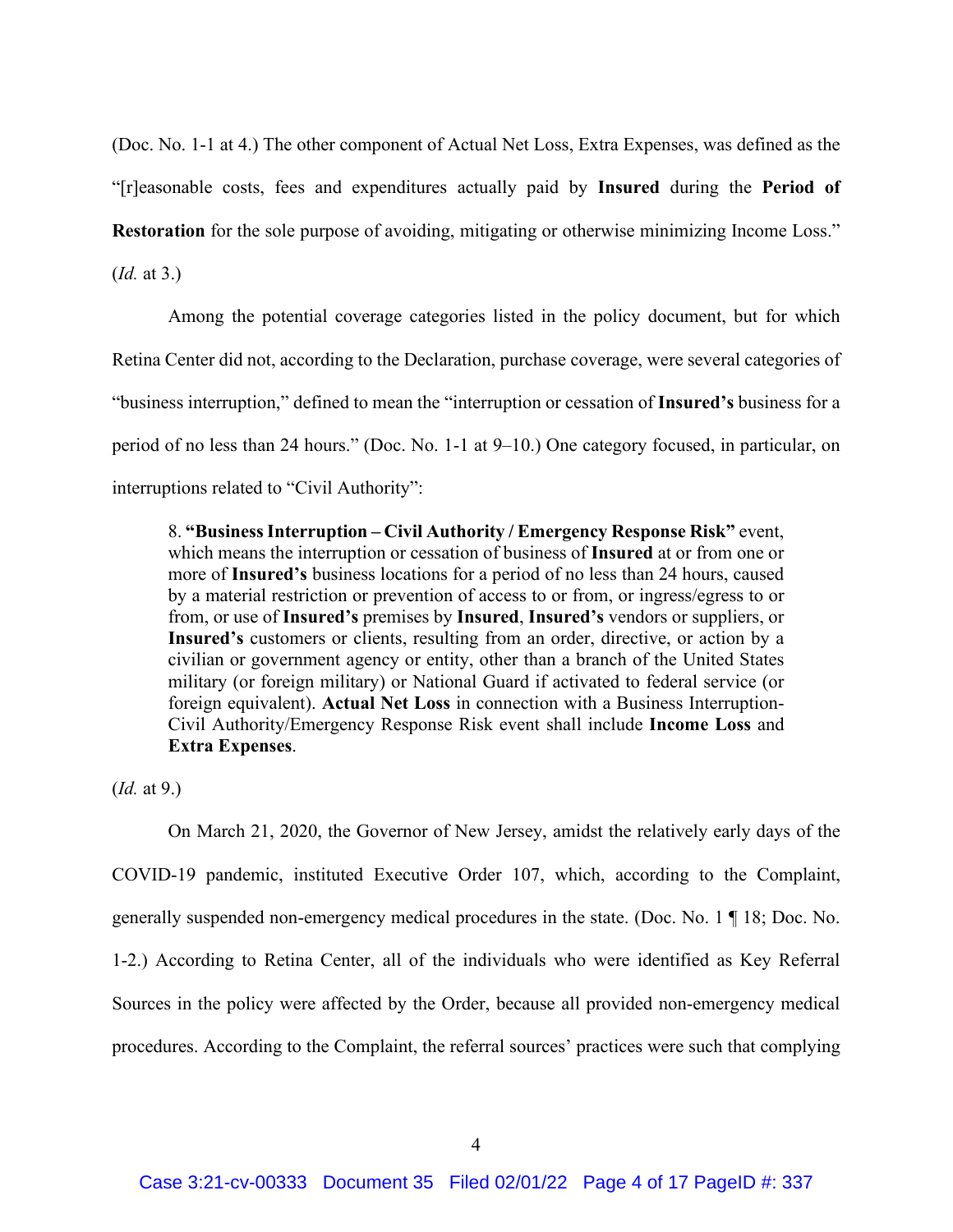(Doc. No. 1-1 at 4.) The other component of Actual Net Loss, Extra Expenses, was defined as the "[r]easonable costs, fees and expenditures actually paid by **Insured** during the **Period of Restoration** for the sole purpose of avoiding, mitigating or otherwise minimizing Income Loss." (*Id.* at 3.)

Among the potential coverage categories listed in the policy document, but for which Retina Center did not, according to the Declaration, purchase coverage, were several categories of "business interruption," defined to mean the "interruption or cessation of **Insured's** business for a period of no less than 24 hours." (Doc. No. 1-1 at 9–10.) One category focused, in particular, on interruptions related to "Civil Authority":

> 8. **"Business Interruption – Civil Authority / Emergency Response Risk"** event, which means the interruption or cessation of business of **Insured** at or from one or more of **Insured's** business locations for a period of no less than 24 hours, caused by a material restriction or prevention of access to or from, or ingress/egress to or from, or use of **Insured's** premises by **Insured**, **Insured's** vendors or suppliers, or **Insured's** customers or clients, resulting from an order, directive, or action by a civilian or government agency or entity, other than a branch of the United States military (or foreign military) or National Guard if activated to federal service (or foreign equivalent). **Actual Net Loss** in connection with a Business Interruption-Civil Authority/Emergency Response Risk event shall include **Income Loss** and **Extra Expenses**.

(*Id.* at 9.)

On March 21, 2020, the Governor of New Jersey, amidst the relatively early days of the COVID-19 pandemic, instituted Executive Order 107, which, according to the Complaint, generally suspended non-emergency medical procedures in the state. (Doc. No. 1 ¶ 18; Doc. No. 1-2.) According to Retina Center, all of the individuals who were identified as Key Referral Sources in the policy were affected by the Order, because all provided non-emergency medical procedures. According to the Complaint, the referral sources' practices were such that complying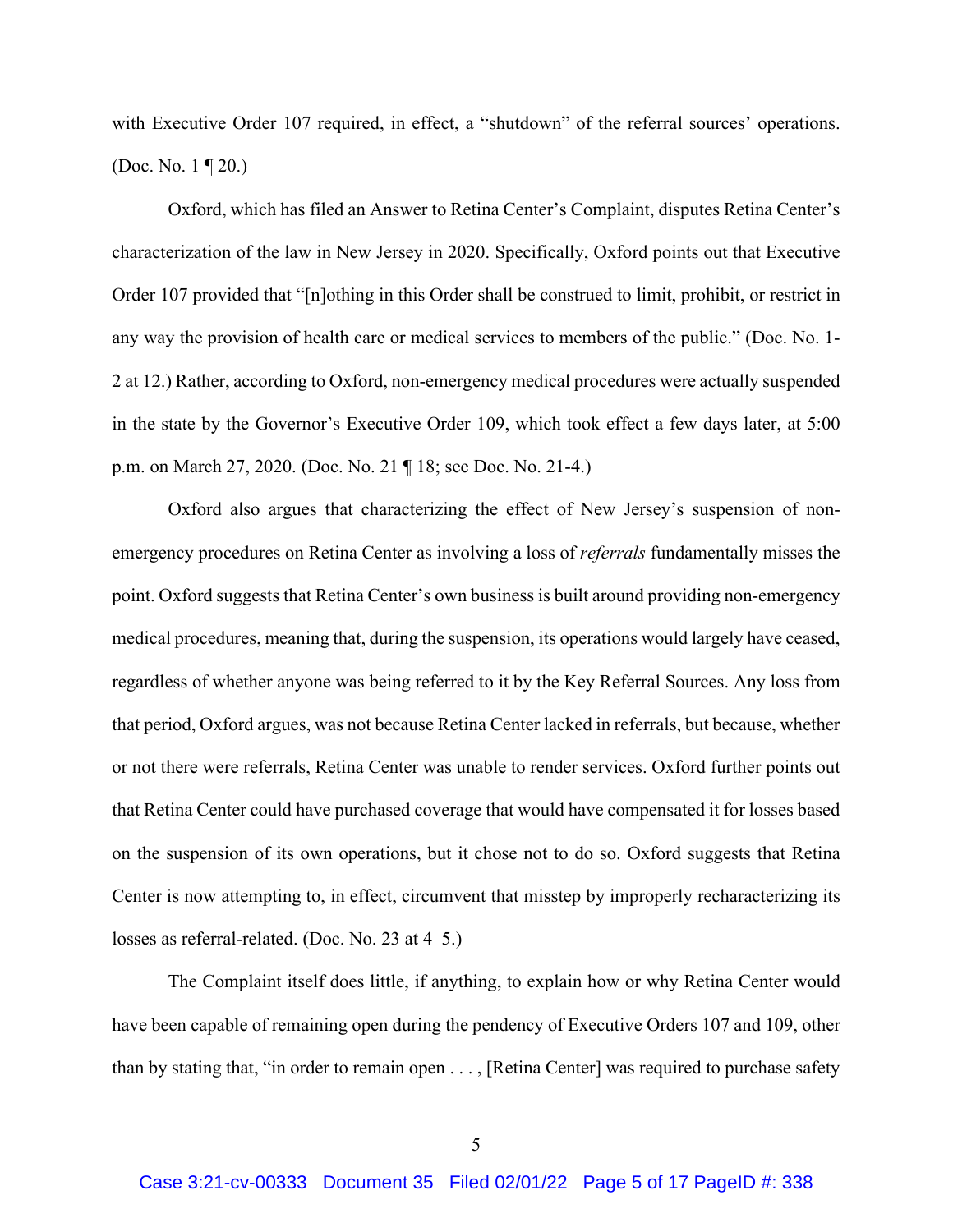with Executive Order 107 required, in effect, a "shutdown" of the referral sources' operations. (Doc. No. 1 ¶ 20.)

Oxford, which has filed an Answer to Retina Center's Complaint, disputes Retina Center's characterization of the law in New Jersey in 2020. Specifically, Oxford points out that Executive Order 107 provided that "[n]othing in this Order shall be construed to limit, prohibit, or restrict in any way the provision of health care or medical services to members of the public." (Doc. No. 1-2 at 12.) Rather, according to Oxford, non-emergency medical procedures were actually suspended in the state by the Governor's Executive Order 109, which took effect a few days later, at 5:00 p.m. on March 27, 2020. (Doc. No. 21 ¶ 18; see Doc. No. 21-4.)

Oxford also argues that characterizing the effect of New Jersey's suspension of non-emergency procedures on Retina Center as involving a loss of *referrals* fundamentally misses the point. Oxford suggests that Retina Center's own business is built around providing non-emergency medical procedures, meaning that, during the suspension, its operations would largely have ceased, regardless of whether anyone was being referred to it by the Key Referral Sources. Any loss from that period, Oxford argues, was not because Retina Center lacked in referrals, but because, whether or not there were referrals, Retina Center was unable to render services. Oxford further points out that Retina Center could have purchased coverage that would have compensated it for losses based on the suspension of its own operations, but it chose not to do so. Oxford suggests that Retina Center is now attempting to, in effect, circumvent that misstep by improperly recharacterizing its losses as referral-related. (Doc. No. 23 at 4–5.)

The Complaint itself does little, if anything, to explain how or why Retina Center would have been capable of remaining open during the pendency of Executive Orders 107 and 109, other than by stating that, "in order to remain open . . . , [Retina Center] was required to purchase safety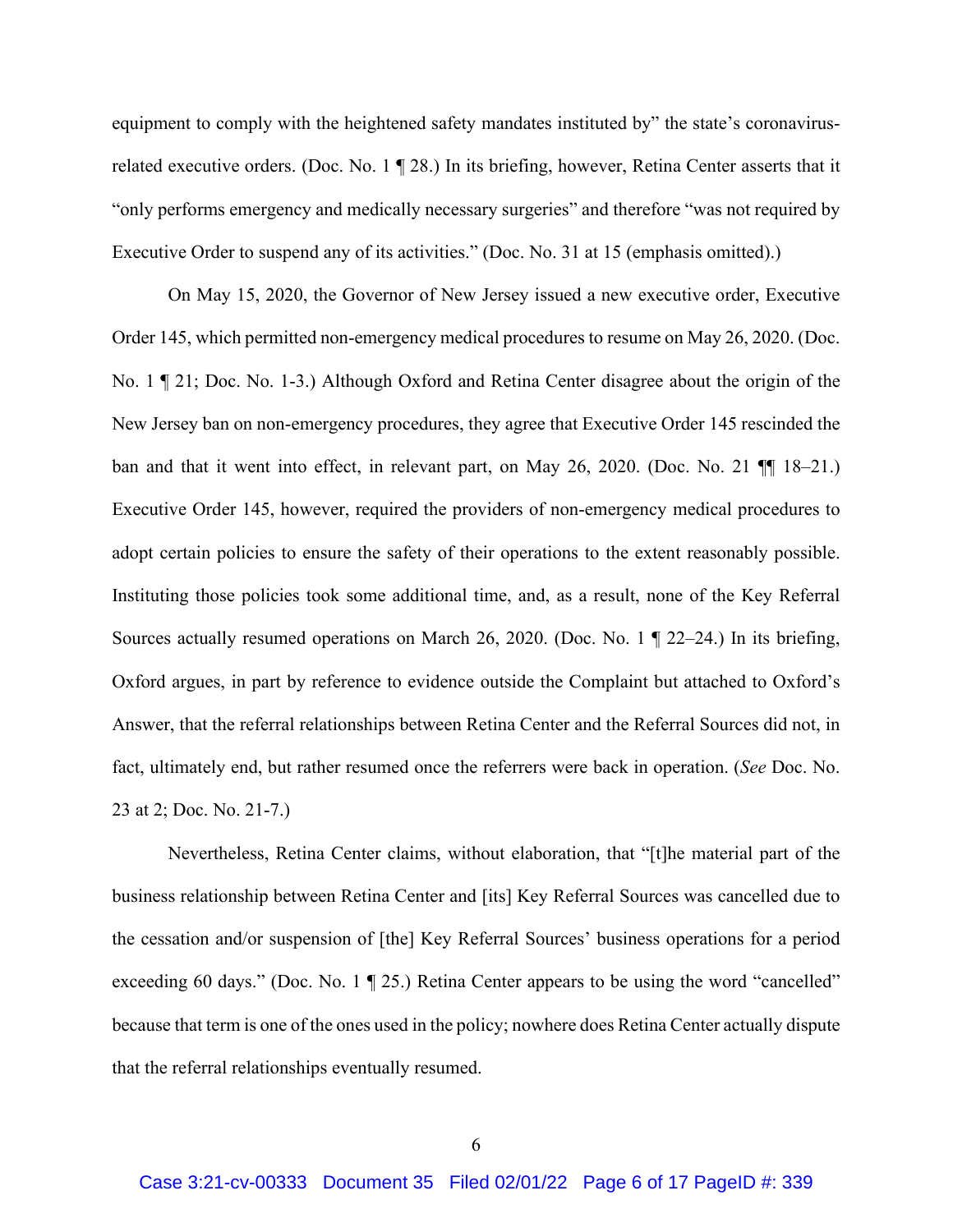equipment to comply with the heightened safety mandates instituted by" the state's coronavirus-related executive orders. (Doc. No. 1 ¶ 28.) In its briefing, however, Retina Center asserts that it "only performs emergency and medically necessary surgeries" and therefore "was not required by Executive Order to suspend any of its activities." (Doc. No. 31 at 15 (emphasis omitted).)

On May 15, 2020, the Governor of New Jersey issued a new executive order, Executive Order 145, which permitted non-emergency medical procedures to resume on May 26, 2020. (Doc. No. 1 ¶ 21; Doc. No. 1-3.) Although Oxford and Retina Center disagree about the origin of the New Jersey ban on non-emergency procedures, they agree that Executive Order 145 rescinded the ban and that it went into effect, in relevant part, on May 26, 2020. (Doc. No. 21 ¶¶ 18–21.) Executive Order 145, however, required the providers of non-emergency medical procedures to adopt certain policies to ensure the safety of their operations to the extent reasonably possible. Instituting those policies took some additional time, and, as a result, none of the Key Referral Sources actually resumed operations on March 26, 2020. (Doc. No. 1 ¶ 22–24.) In its briefing, Oxford argues, in part by reference to evidence outside the Complaint but attached to Oxford's Answer, that the referral relationships between Retina Center and the Referral Sources did not, in fact, ultimately end, but rather resumed once the referrers were back in operation. (*See* Doc. No. 23 at 2; Doc. No. 21-7.)

Nevertheless, Retina Center claims, without elaboration, that "[t]he material part of the business relationship between Retina Center and [its] Key Referral Sources was cancelled due to the cessation and/or suspension of [the] Key Referral Sources' business operations for a period exceeding 60 days." (Doc. No. 1 ¶ 25.) Retina Center appears to be using the word "cancelled" because that term is one of the ones used in the policy; nowhere does Retina Center actually dispute that the referral relationships eventually resumed.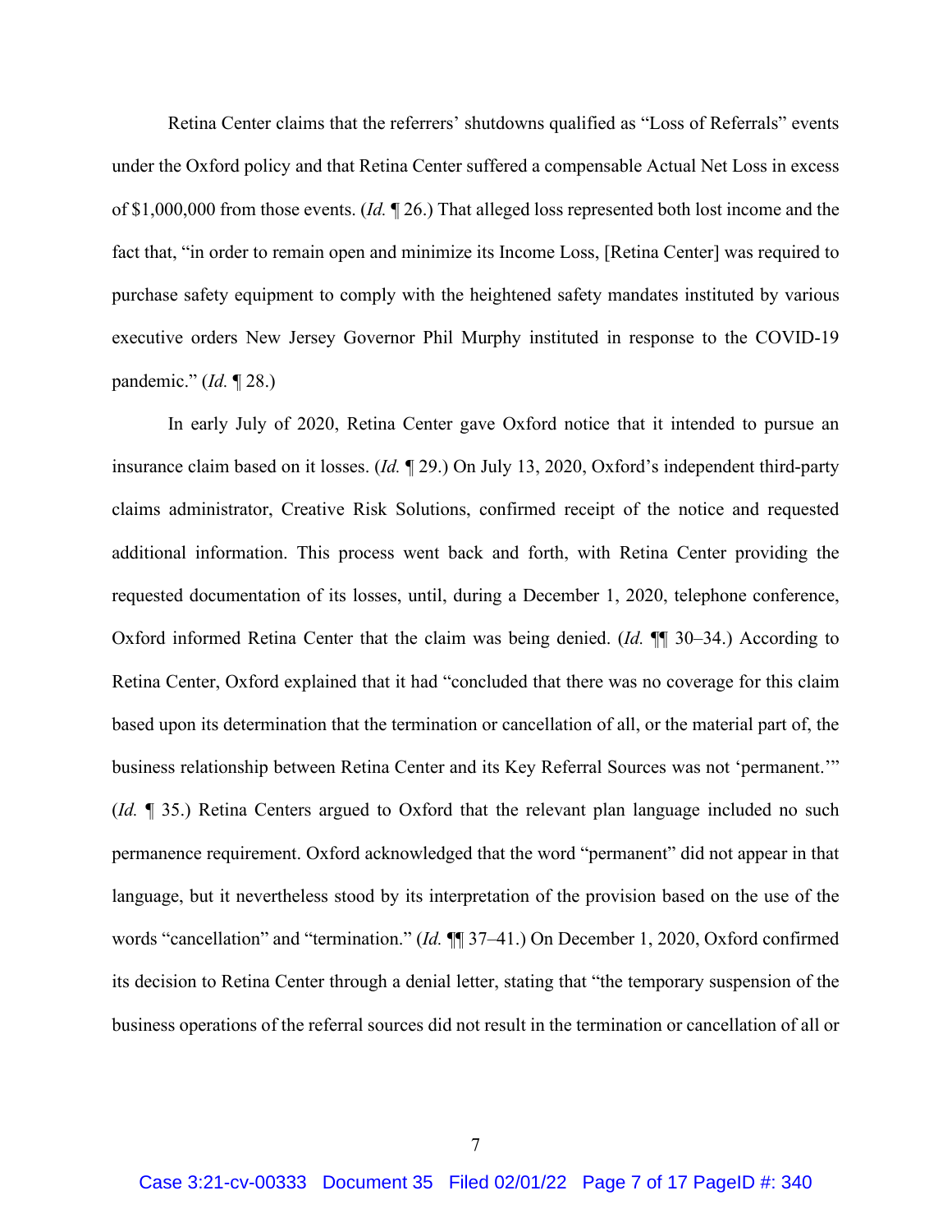Retina Center claims that the referrers' shutdowns qualified as "Loss of Referrals" events under the Oxford policy and that Retina Center suffered a compensable Actual Net Loss in excess of $1,000,000 from those events. (*Id.* ¶ 26.) That alleged loss represented both lost income and the fact that, "in order to remain open and minimize its Income Loss, [Retina Center] was required to purchase safety equipment to comply with the heightened safety mandates instituted by various executive orders New Jersey Governor Phil Murphy instituted in response to the COVID-19 pandemic." (*Id.* ¶ 28.)

In early July of 2020, Retina Center gave Oxford notice that it intended to pursue an insurance claim based on it losses. (*Id.* ¶ 29.) On July 13, 2020, Oxford's independent third-party claims administrator, Creative Risk Solutions, confirmed receipt of the notice and requested additional information. This process went back and forth, with Retina Center providing the requested documentation of its losses, until, during a December 1, 2020, telephone conference, Oxford informed Retina Center that the claim was being denied. (*Id.* ¶¶ 30–34.) According to Retina Center, Oxford explained that it had "concluded that there was no coverage for this claim based upon its determination that the termination or cancellation of all, or the material part of, the business relationship between Retina Center and its Key Referral Sources was not 'permanent.'" (*Id.* ¶ 35.) Retina Centers argued to Oxford that the relevant plan language included no such permanence requirement. Oxford acknowledged that the word "permanent" did not appear in that language, but it nevertheless stood by its interpretation of the provision based on the use of the words "cancellation" and "termination." (*Id.* ¶¶ 37–41.) On December 1, 2020, Oxford confirmed its decision to Retina Center through a denial letter, stating that "the temporary suspension of the business operations of the referral sources did not result in the termination or cancellation of all or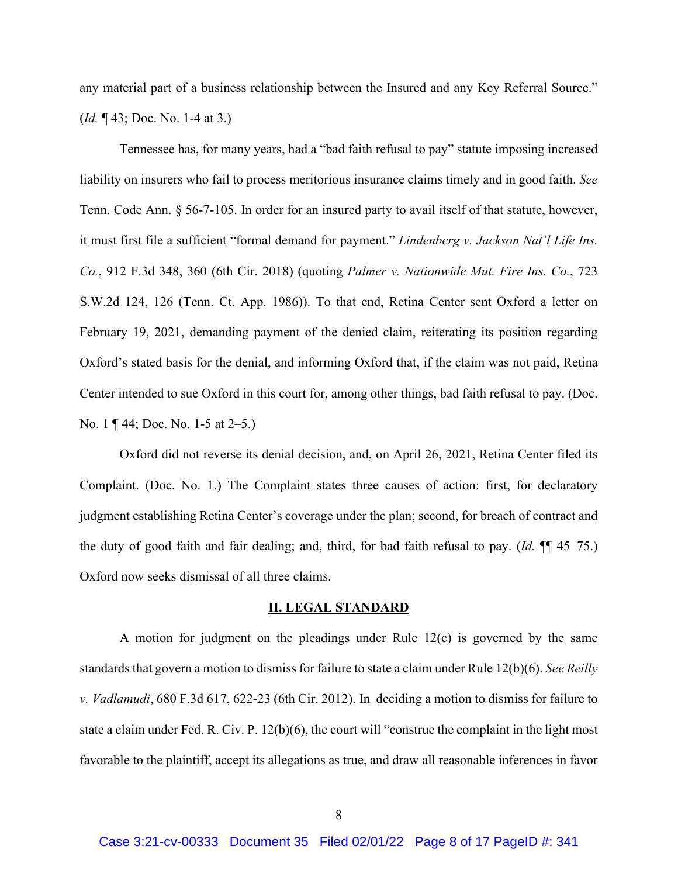any material part of a business relationship between the Insured and any Key Referral Source." (*Id.* ¶ 43; Doc. No. 1-4 at 3.)

Tennessee has, for many years, had a "bad faith refusal to pay" statute imposing increased liability on insurers who fail to process meritorious insurance claims timely and in good faith. *See* Tenn. Code Ann. § 56-7-105. In order for an insured party to avail itself of that statute, however, it must first file a sufficient "formal demand for payment." *Lindenberg v. Jackson Nat'l Life Ins. Co.*, 912 F.3d 348, 360 (6th Cir. 2018) (quoting *Palmer v. Nationwide Mut. Fire Ins. Co.*, 723 S.W.2d 124, 126 (Tenn. Ct. App. 1986)). To that end, Retina Center sent Oxford a letter on February 19, 2021, demanding payment of the denied claim, reiterating its position regarding Oxford's stated basis for the denial, and informing Oxford that, if the claim was not paid, Retina Center intended to sue Oxford in this court for, among other things, bad faith refusal to pay. (Doc. No. 1 ¶ 44; Doc. No. 1-5 at 2–5.)

Oxford did not reverse its denial decision, and, on April 26, 2021, Retina Center filed its Complaint. (Doc. No. 1.) The Complaint states three causes of action: first, for declaratory judgment establishing Retina Center's coverage under the plan; second, for breach of contract and the duty of good faith and fair dealing; and, third, for bad faith refusal to pay. (*Id.* ¶¶ 45–75.) Oxford now seeks dismissal of all three claims.

## II. LEGAL STANDARD

A motion for judgment on the pleadings under Rule 12(c) is governed by the same standards that govern a motion to dismiss for failure to state a claim under Rule 12(b)(6). *See Reilly v. Vadlamudi*, 680 F.3d 617, 622-23 (6th Cir. 2012). In deciding a motion to dismiss for failure to state a claim under Fed. R. Civ. P. 12(b)(6), the court will "construe the complaint in the light most favorable to the plaintiff, accept its allegations as true, and draw all reasonable inferences in favor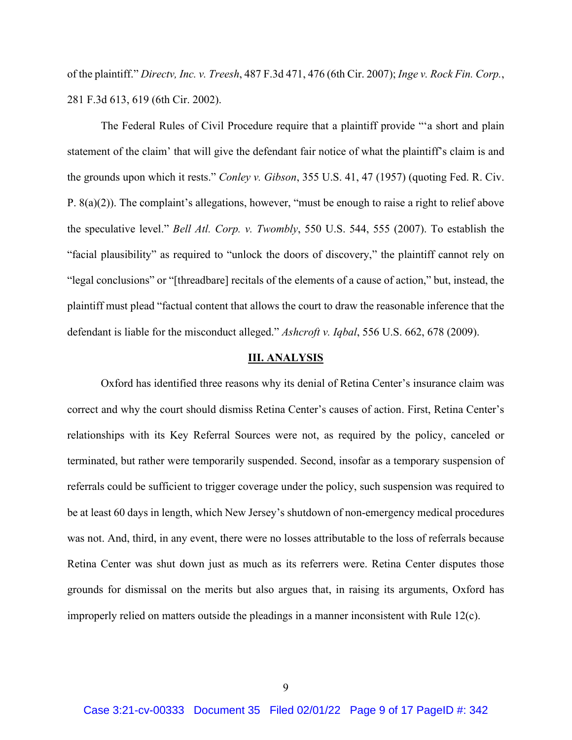of the plaintiff." *Directv, Inc. v. Treesh*, 487 F.3d 471, 476 (6th Cir. 2007); *Inge v. Rock Fin. Corp.*, 281 F.3d 613, 619 (6th Cir. 2002).

The Federal Rules of Civil Procedure require that a plaintiff provide "'a short and plain statement of the claim' that will give the defendant fair notice of what the plaintiff's claim is and the grounds upon which it rests." *Conley v. Gibson*, 355 U.S. 41, 47 (1957) (quoting Fed. R. Civ. P. 8(a)(2)). The complaint's allegations, however, "must be enough to raise a right to relief above the speculative level." *Bell Atl. Corp. v. Twombly*, 550 U.S. 544, 555 (2007). To establish the "facial plausibility" as required to "unlock the doors of discovery," the plaintiff cannot rely on "legal conclusions" or "[threadbare] recitals of the elements of a cause of action," but, instead, the plaintiff must plead "factual content that allows the court to draw the reasonable inference that the defendant is liable for the misconduct alleged." *Ashcroft v. Iqbal*, 556 U.S. 662, 678 (2009).

## III. ANALYSIS

Oxford has identified three reasons why its denial of Retina Center's insurance claim was correct and why the court should dismiss Retina Center's causes of action. First, Retina Center's relationships with its Key Referral Sources were not, as required by the policy, canceled or terminated, but rather were temporarily suspended. Second, insofar as a temporary suspension of referrals could be sufficient to trigger coverage under the policy, such suspension was required to be at least 60 days in length, which New Jersey's shutdown of non-emergency medical procedures was not. And, third, in any event, there were no losses attributable to the loss of referrals because Retina Center was shut down just as much as its referrers were. Retina Center disputes those grounds for dismissal on the merits but also argues that, in raising its arguments, Oxford has improperly relied on matters outside the pleadings in a manner inconsistent with Rule 12(c).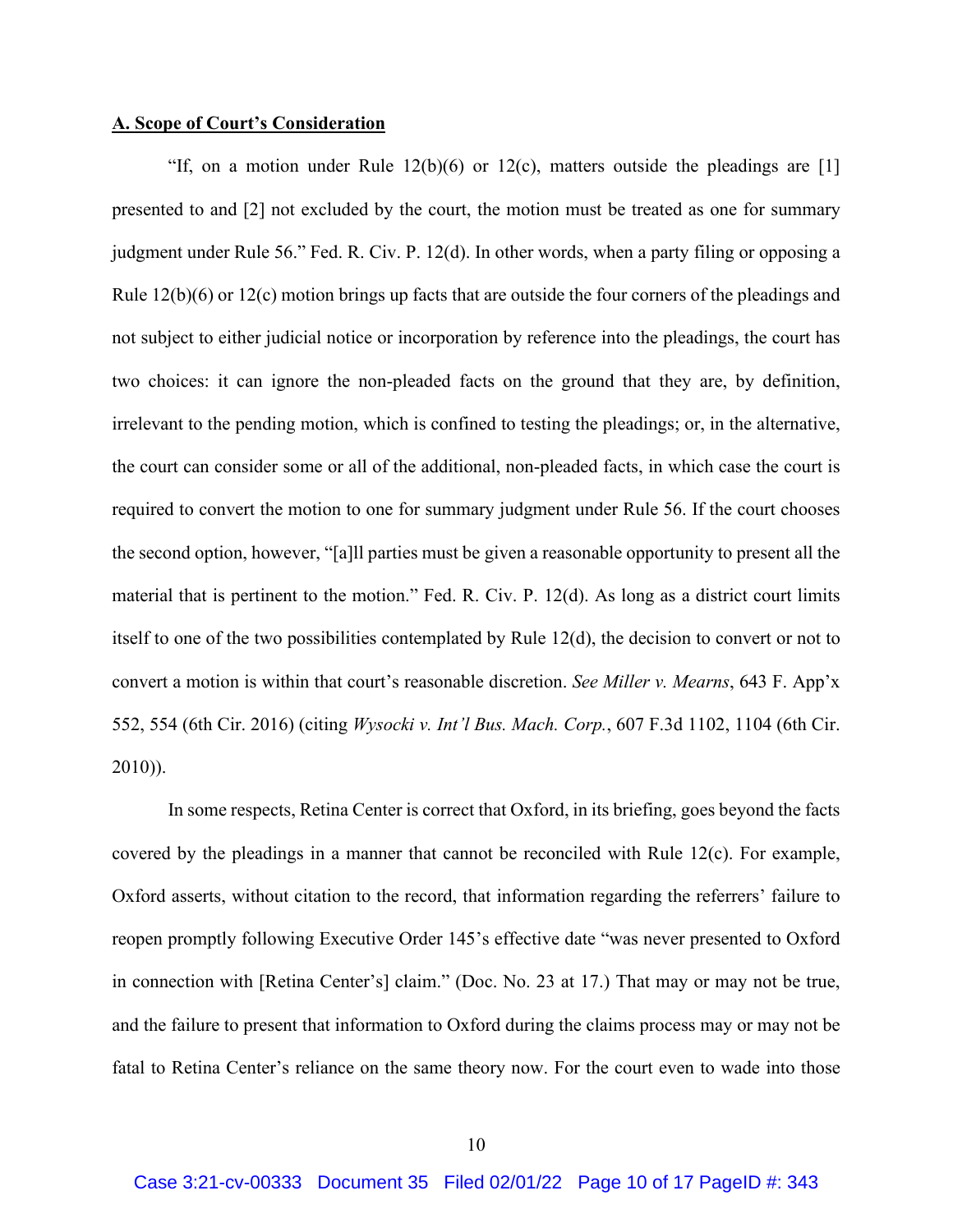**A. Scope of Court's Consideration**

"If, on a motion under Rule 12(b)(6) or 12(c), matters outside the pleadings are [1] presented to and [2] not excluded by the court, the motion must be treated as one for summary judgment under Rule 56." Fed. R. Civ. P. 12(d). In other words, when a party filing or opposing a Rule 12(b)(6) or 12(c) motion brings up facts that are outside the four corners of the pleadings and not subject to either judicial notice or incorporation by reference into the pleadings, the court has two choices: it can ignore the non-pleaded facts on the ground that they are, by definition, irrelevant to the pending motion, which is confined to testing the pleadings; or, in the alternative, the court can consider some or all of the additional, non-pleaded facts, in which case the court is required to convert the motion to one for summary judgment under Rule 56. If the court chooses the second option, however, "[a]ll parties must be given a reasonable opportunity to present all the material that is pertinent to the motion." Fed. R. Civ. P. 12(d). As long as a district court limits itself to one of the two possibilities contemplated by Rule 12(d), the decision to convert or not to convert a motion is within that court's reasonable discretion. *See Miller v. Mearns*, 643 F. App'x 552, 554 (6th Cir. 2016) (citing *Wysocki v. Int'l Bus. Mach. Corp.*, 607 F.3d 1102, 1104 (6th Cir. 2010)).

In some respects, Retina Center is correct that Oxford, in its briefing, goes beyond the facts covered by the pleadings in a manner that cannot be reconciled with Rule 12(c). For example, Oxford asserts, without citation to the record, that information regarding the referrers' failure to reopen promptly following Executive Order 145's effective date "was never presented to Oxford in connection with [Retina Center's] claim." (Doc. No. 23 at 17.) That may or may not be true, and the failure to present that information to Oxford during the claims process may or may not be fatal to Retina Center's reliance on the same theory now. For the court even to wade into those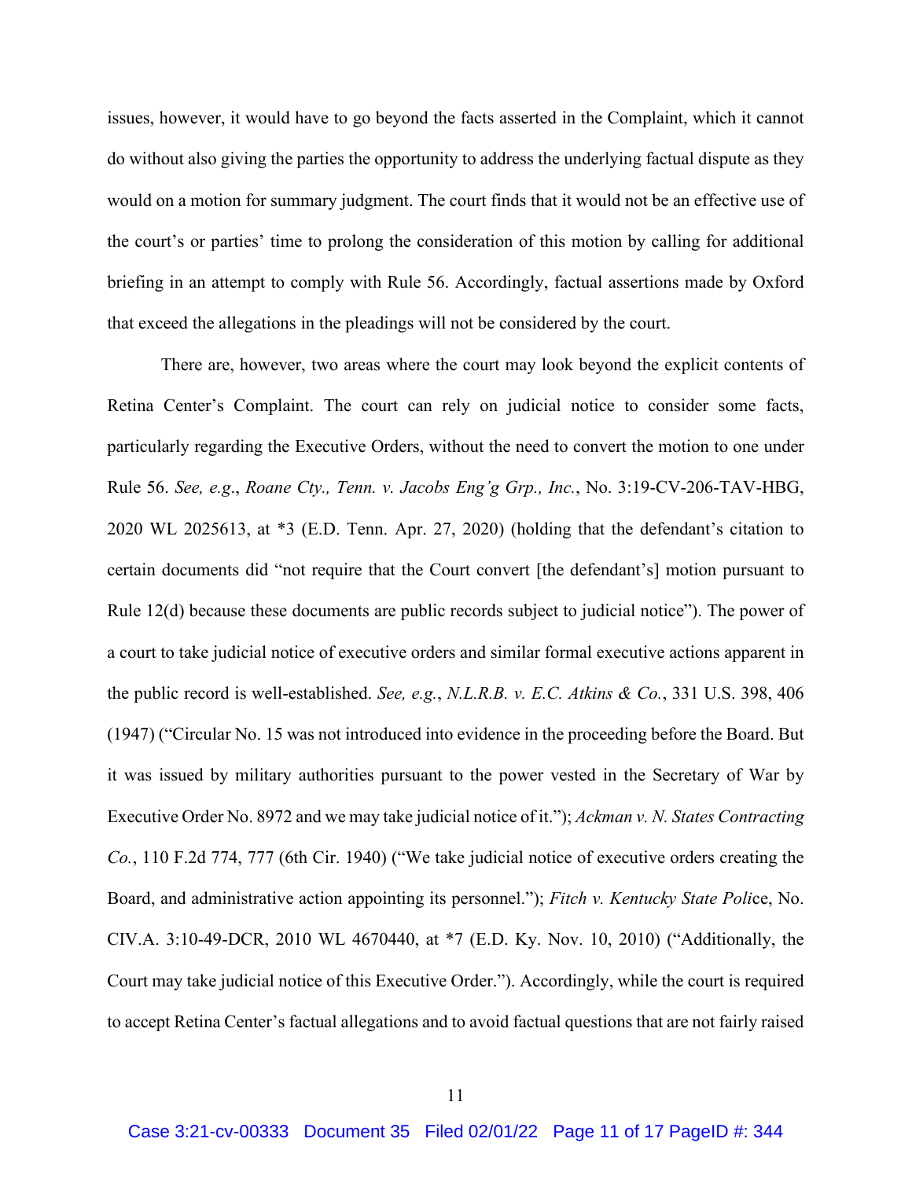issues, however, it would have to go beyond the facts asserted in the Complaint, which it cannot do without also giving the parties the opportunity to address the underlying factual dispute as they would on a motion for summary judgment. The court finds that it would not be an effective use of the court's or parties' time to prolong the consideration of this motion by calling for additional briefing in an attempt to comply with Rule 56. Accordingly, factual assertions made by Oxford that exceed the allegations in the pleadings will not be considered by the court.

There are, however, two areas where the court may look beyond the explicit contents of Retina Center's Complaint. The court can rely on judicial notice to consider some facts, particularly regarding the Executive Orders, without the need to convert the motion to one under Rule 56. *See, e.g.*, *Roane Cty., Tenn. v. Jacobs Eng'g Grp., Inc.*, No. 3:19-CV-206-TAV-HBG, 2020 WL 2025613, at *3 (E.D. Tenn. Apr. 27, 2020) (holding that the defendant's citation to certain documents did "not require that the Court convert [the defendant's] motion pursuant to Rule 12(d) because these documents are public records subject to judicial notice"). The power of a court to take judicial notice of executive orders and similar formal executive actions apparent in the public record is well-established. *See, e.g.*, *N.L.R.B. v. E.C. Atkins & Co.*, 331 U.S. 398, 406 (1947) ("Circular No. 15 was not introduced into evidence in the proceeding before the Board. But it was issued by military authorities pursuant to the power vested in the Secretary of War by Executive Order No. 8972 and we may take judicial notice of it."); *Ackman v. N. States Contracting Co.*, 110 F.2d 774, 777 (6th Cir. 1940) ("We take judicial notice of executive orders creating the Board, and administrative action appointing its personnel."); *Fitch v. Kentucky State Police*, No. CIV.A. 3:10-49-DCR, 2010 WL 4670440, at *7 (E.D. Ky. Nov. 10, 2010) ("Additionally, the Court may take judicial notice of this Executive Order."). Accordingly, while the court is required to accept Retina Center's factual allegations and to avoid factual questions that are not fairly raised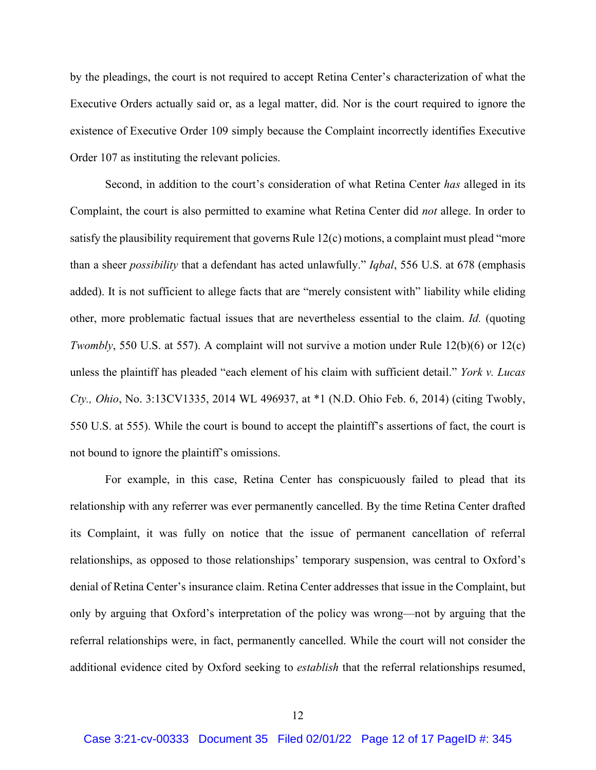by the pleadings, the court is not required to accept Retina Center's characterization of what the Executive Orders actually said or, as a legal matter, did. Nor is the court required to ignore the existence of Executive Order 109 simply because the Complaint incorrectly identifies Executive Order 107 as instituting the relevant policies.

Second, in addition to the court's consideration of what Retina Center *has* alleged in its Complaint, the court is also permitted to examine what Retina Center did *not* allege. In order to satisfy the plausibility requirement that governs Rule 12(c) motions, a complaint must plead "more than a sheer *possibility* that a defendant has acted unlawfully." *Iqbal*, 556 U.S. at 678 (emphasis added). It is not sufficient to allege facts that are "merely consistent with" liability while eliding other, more problematic factual issues that are nevertheless essential to the claim. *Id.* (quoting *Twombly*, 550 U.S. at 557). A complaint will not survive a motion under Rule 12(b)(6) or 12(c) unless the plaintiff has pleaded "each element of his claim with sufficient detail." *York v. Lucas Cty., Ohio*, No. 3:13CV1335, 2014 WL 496937, at *1 (N.D. Ohio Feb. 6, 2014) (citing Twobly, 550 U.S. at 555). While the court is bound to accept the plaintiff's assertions of fact, the court is not bound to ignore the plaintiff's omissions.

For example, in this case, Retina Center has conspicuously failed to plead that its relationship with any referrer was ever permanently cancelled. By the time Retina Center drafted its Complaint, it was fully on notice that the issue of permanent cancellation of referral relationships, as opposed to those relationships' temporary suspension, was central to Oxford's denial of Retina Center's insurance claim. Retina Center addresses that issue in the Complaint, but only by arguing that Oxford's interpretation of the policy was wrong—not by arguing that the referral relationships were, in fact, permanently cancelled. While the court will not consider the additional evidence cited by Oxford seeking to *establish* that the referral relationships resumed,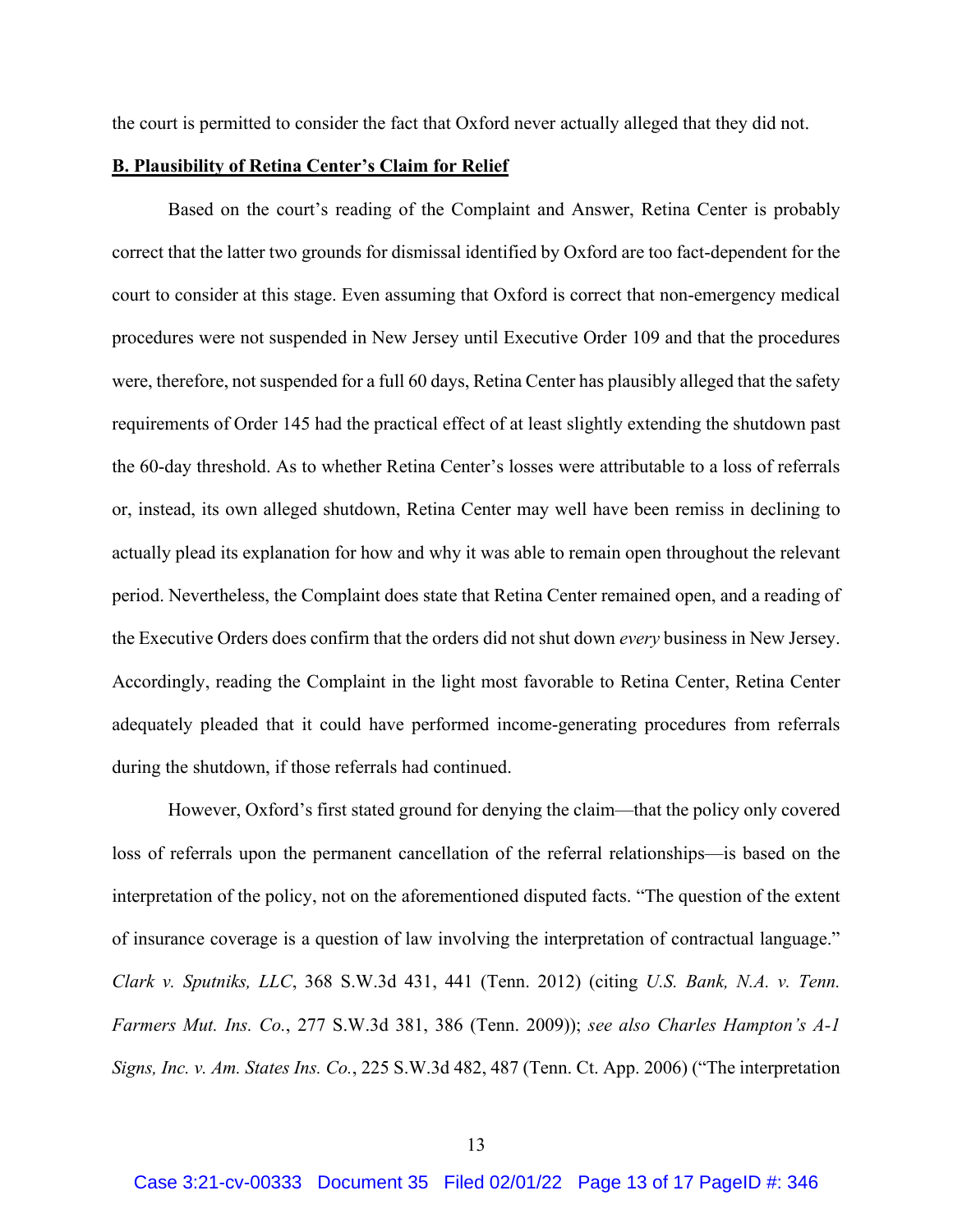the court is permitted to consider the fact that Oxford never actually alleged that they did not.

**B. Plausibility of Retina Center's Claim for Relief**

Based on the court's reading of the Complaint and Answer, Retina Center is probably correct that the latter two grounds for dismissal identified by Oxford are too fact-dependent for the court to consider at this stage. Even assuming that Oxford is correct that non-emergency medical procedures were not suspended in New Jersey until Executive Order 109 and that the procedures were, therefore, not suspended for a full 60 days, Retina Center has plausibly alleged that the safety requirements of Order 145 had the practical effect of at least slightly extending the shutdown past the 60-day threshold. As to whether Retina Center's losses were attributable to a loss of referrals or, instead, its own alleged shutdown, Retina Center may well have been remiss in declining to actually plead its explanation for how and why it was able to remain open throughout the relevant period. Nevertheless, the Complaint does state that Retina Center remained open, and a reading of the Executive Orders does confirm that the orders did not shut down *every* business in New Jersey. Accordingly, reading the Complaint in the light most favorable to Retina Center, Retina Center adequately pleaded that it could have performed income-generating procedures from referrals during the shutdown, if those referrals had continued.

However, Oxford's first stated ground for denying the claim—that the policy only covered loss of referrals upon the permanent cancellation of the referral relationships—is based on the interpretation of the policy, not on the aforementioned disputed facts. "The question of the extent of insurance coverage is a question of law involving the interpretation of contractual language." *Clark v. Sputniks, LLC*, 368 S.W.3d 431, 441 (Tenn. 2012) (citing *U.S. Bank, N.A. v. Tenn. Farmers Mut. Ins. Co.*, 277 S.W.3d 381, 386 (Tenn. 2009)); *see also Charles Hampton's A-1 Signs, Inc. v. Am. States Ins. Co.*, 225 S.W.3d 482, 487 (Tenn. Ct. App. 2006) ("The interpretation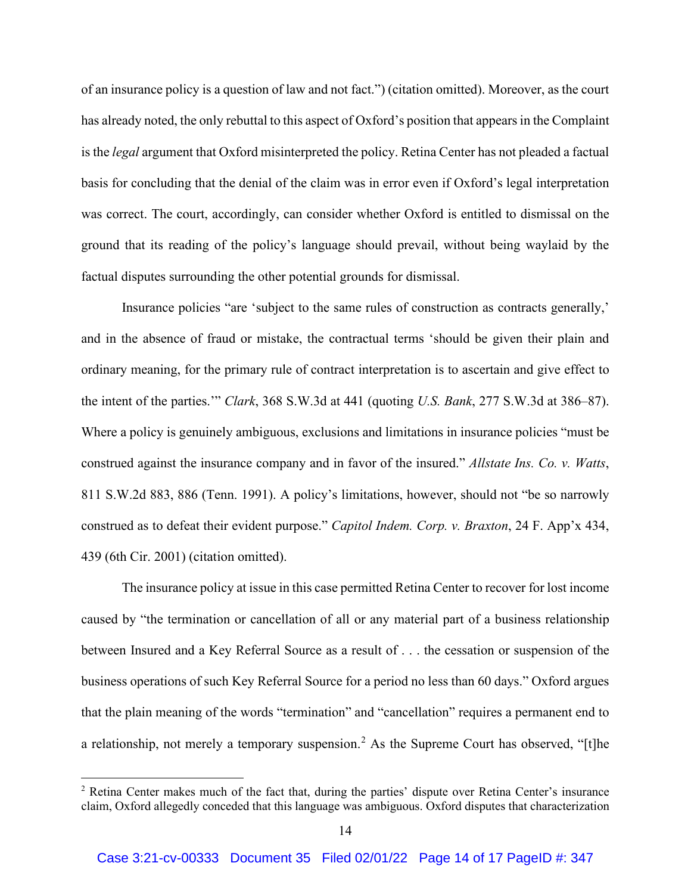of an insurance policy is a question of law and not fact.") (citation omitted). Moreover, as the court has already noted, the only rebuttal to this aspect of Oxford's position that appears in the Complaint is the *legal* argument that Oxford misinterpreted the policy. Retina Center has not pleaded a factual basis for concluding that the denial of the claim was in error even if Oxford's legal interpretation was correct. The court, accordingly, can consider whether Oxford is entitled to dismissal on the ground that its reading of the policy's language should prevail, without being waylaid by the factual disputes surrounding the other potential grounds for dismissal.

Insurance policies "are 'subject to the same rules of construction as contracts generally,' and in the absence of fraud or mistake, the contractual terms 'should be given their plain and ordinary meaning, for the primary rule of contract interpretation is to ascertain and give effect to the intent of the parties.'" *Clark*, 368 S.W.3d at 441 (quoting *U.S. Bank*, 277 S.W.3d at 386–87). Where a policy is genuinely ambiguous, exclusions and limitations in insurance policies "must be construed against the insurance company and in favor of the insured." *Allstate Ins. Co. v. Watts*, 811 S.W.2d 883, 886 (Tenn. 1991). A policy's limitations, however, should not "be so narrowly construed as to defeat their evident purpose." *Capitol Indem. Corp. v. Braxton*, 24 F. App'x 434, 439 (6th Cir. 2001) (citation omitted).

The insurance policy at issue in this case permitted Retina Center to recover for lost income caused by "the termination or cancellation of all or any material part of a business relationship between Insured and a Key Referral Source as a result of . . . the cessation or suspension of the business operations of such Key Referral Source for a period no less than 60 days." Oxford argues that the plain meaning of the words "termination" and "cancellation" requires a permanent end to a relationship, not merely a temporary suspension.[2] As the Supreme Court has observed, "[t]he

[2] Retina Center makes much of the fact that, during the parties' dispute over Retina Center's insurance claim, Oxford allegedly conceded that this language was ambiguous. Oxford disputes that characterization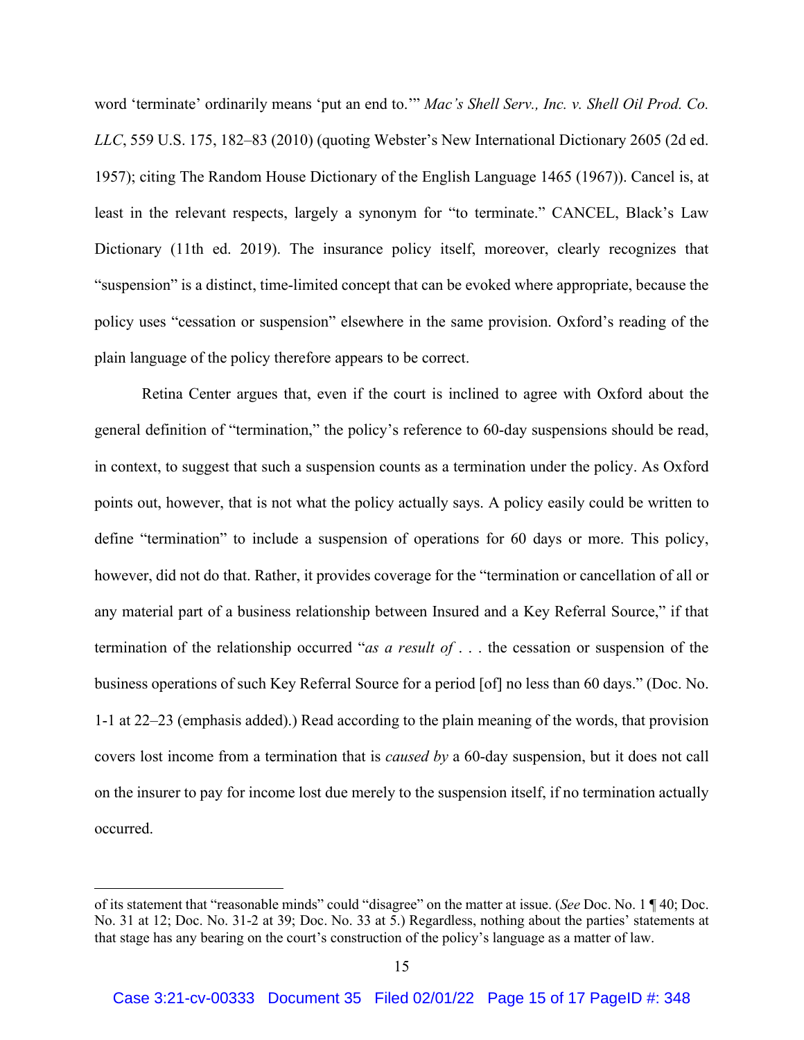word 'terminate' ordinarily means 'put an end to.'" *Mac's Shell Serv., Inc. v. Shell Oil Prod. Co. LLC*, 559 U.S. 175, 182–83 (2010) (quoting Webster's New International Dictionary 2605 (2d ed. 1957); citing The Random House Dictionary of the English Language 1465 (1967)). Cancel is, at least in the relevant respects, largely a synonym for "to terminate." CANCEL, Black's Law Dictionary (11th ed. 2019). The insurance policy itself, moreover, clearly recognizes that "suspension" is a distinct, time-limited concept that can be evoked where appropriate, because the policy uses "cessation or suspension" elsewhere in the same provision. Oxford's reading of the plain language of the policy therefore appears to be correct.

Retina Center argues that, even if the court is inclined to agree with Oxford about the general definition of "termination," the policy's reference to 60-day suspensions should be read, in context, to suggest that such a suspension counts as a termination under the policy. As Oxford points out, however, that is not what the policy actually says. A policy easily could be written to define "termination" to include a suspension of operations for 60 days or more. This policy, however, did not do that. Rather, it provides coverage for the "termination or cancellation of all or any material part of a business relationship between Insured and a Key Referral Source," if that termination of the relationship occurred "*as a result of* . . . the cessation or suspension of the business operations of such Key Referral Source for a period [of] no less than 60 days." (Doc. No. 1-1 at 22–23 (emphasis added).) Read according to the plain meaning of the words, that provision covers lost income from a termination that is *caused by* a 60-day suspension, but it does not call on the insurer to pay for income lost due merely to the suspension itself, if no termination actually occurred.

---

of its statement that "reasonable minds" could "disagree" on the matter at issue. (*See* Doc. No. 1 ¶ 40; Doc. No. 31 at 12; Doc. No. 31-2 at 39; Doc. No. 33 at 5.) Regardless, nothing about the parties' statements at that stage has any bearing on the court's construction of the policy's language as a matter of law.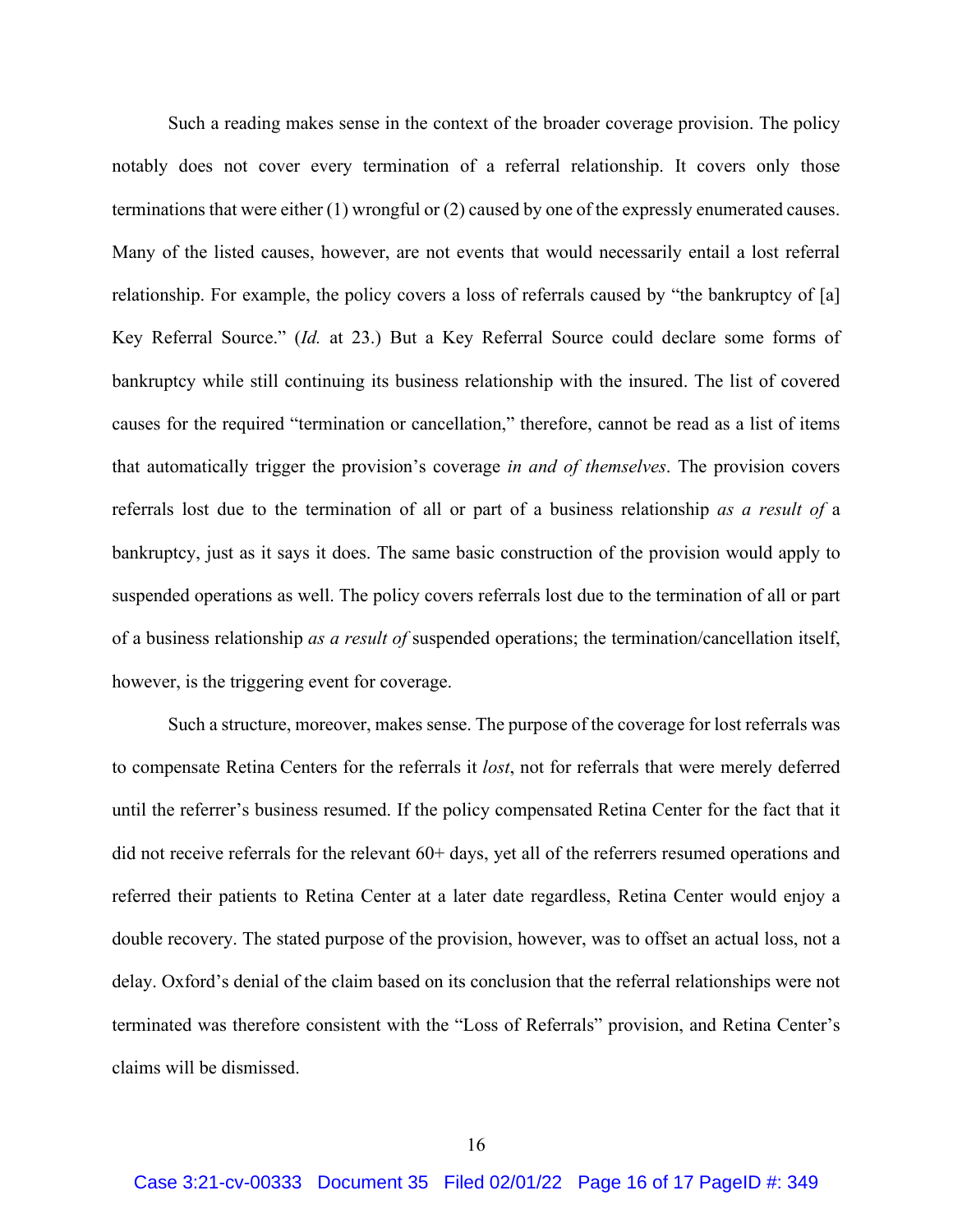Such a reading makes sense in the context of the broader coverage provision. The policy notably does not cover every termination of a referral relationship. It covers only those terminations that were either (1) wrongful or (2) caused by one of the expressly enumerated causes. Many of the listed causes, however, are not events that would necessarily entail a lost referral relationship. For example, the policy covers a loss of referrals caused by "the bankruptcy of [a] Key Referral Source." (*Id.* at 23.) But a Key Referral Source could declare some forms of bankruptcy while still continuing its business relationship with the insured. The list of covered causes for the required "termination or cancellation," therefore, cannot be read as a list of items that automatically trigger the provision's coverage *in and of themselves*. The provision covers referrals lost due to the termination of all or part of a business relationship *as a result of* a bankruptcy, just as it says it does. The same basic construction of the provision would apply to suspended operations as well. The policy covers referrals lost due to the termination of all or part of a business relationship *as a result of* suspended operations; the termination/cancellation itself, however, is the triggering event for coverage.

Such a structure, moreover, makes sense. The purpose of the coverage for lost referrals was to compensate Retina Centers for the referrals it *lost*, not for referrals that were merely deferred until the referrer's business resumed. If the policy compensated Retina Center for the fact that it did not receive referrals for the relevant 60+ days, yet all of the referrers resumed operations and referred their patients to Retina Center at a later date regardless, Retina Center would enjoy a double recovery. The stated purpose of the provision, however, was to offset an actual loss, not a delay. Oxford's denial of the claim based on its conclusion that the referral relationships were not terminated was therefore consistent with the "Loss of Referrals" provision, and Retina Center's claims will be dismissed.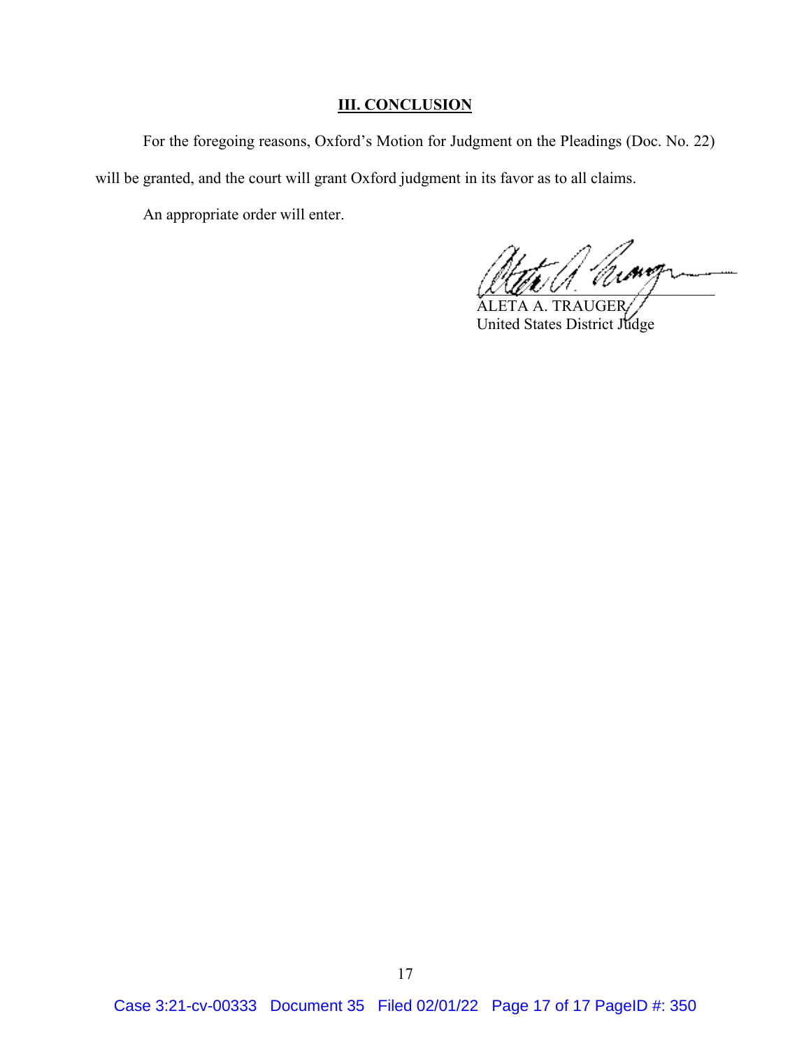## III. CONCLUSION

For the foregoing reasons, Oxford's Motion for Judgment on the Pleadings (Doc. No. 22) will be granted, and the court will grant Oxford judgment in its favor as to all claims.

An appropriate order will enter.

ALETA A. TRAUGER
United States District Judge